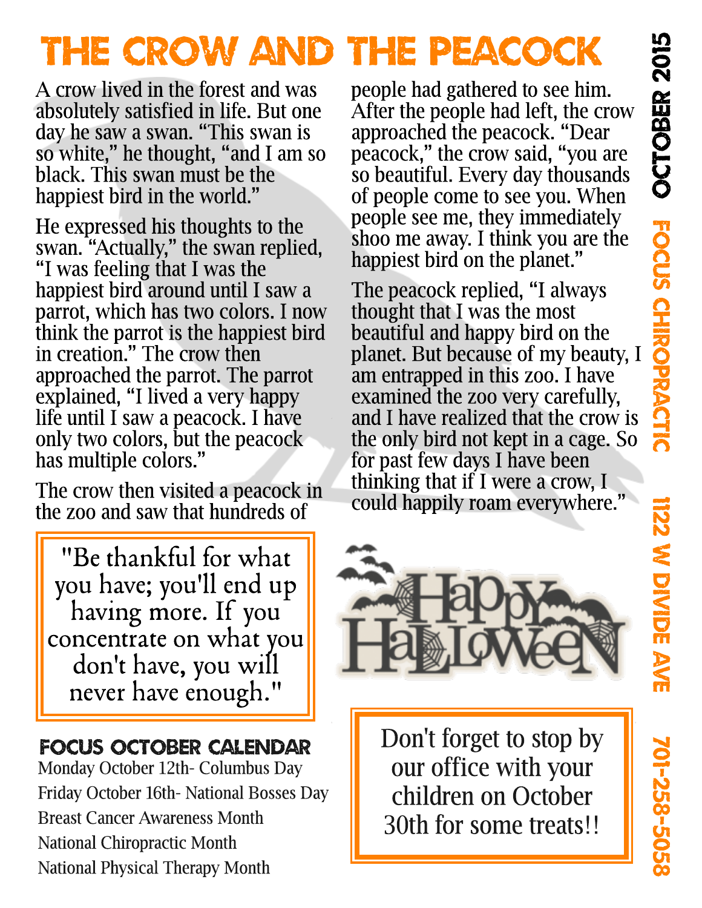# THE CROW AND THE PEACOCK

A crow lived in the forest and was absolutely satisfied in life. But one day he saw a swan. “This swan is so white,” he thought, “and I am so black. This swan must be the happiest bird in the world.”

He expressed his thoughts to the swan. “Actually,” the swan replied, “I was feeling that I was the happiest bird around until I saw a parrot, which has two colors. I now think the parrot is the happiest bird in creation.” The crow then approached the parrot. The parrot explained, “I lived a very happy life until I saw a peacock. I have only two colors, but the peacock has multiple colors.”

The crow then visited a peacock in the zoo and saw that hundreds of people had gathered to see him. After the people had left, the crow approached the peacock. “Dear peacock,” the crow said, “you are so beautiful. Every day thousands of people come to see you. When people see me, they immediately shoo me away. I think you are the happiest bird on the planet.”

The peacock replied, “I always thought that I was the most beautiful and happy bird on the planet. But because of my beauty, I am entrapped in this zoo. I have examined the zoo very carefully, and I have realized that the crow is the only bird not kept in a cage. So for past few days I have been thinking that if I were a crow, I could happily roam everywhere.”

"Be thankful for what you have; you'll end up having more. If you concentrate on what you don't have, you will never have enough."

## FOCUS OCTOBER CALENDAR

Monday October 12th- Columbus Day

Friday October 16th- National Bosses Day

Breast Cancer Awareness Month

National Chiropractic Month

National Physical Therapy Month

Happy Halloween

Don't forget to stop by our office with your children on October 30th for some treats!!

OCTOBER 2015 FOCUS CHIROPRACTIC 1122 W DIVIDE AVE 701-258-5058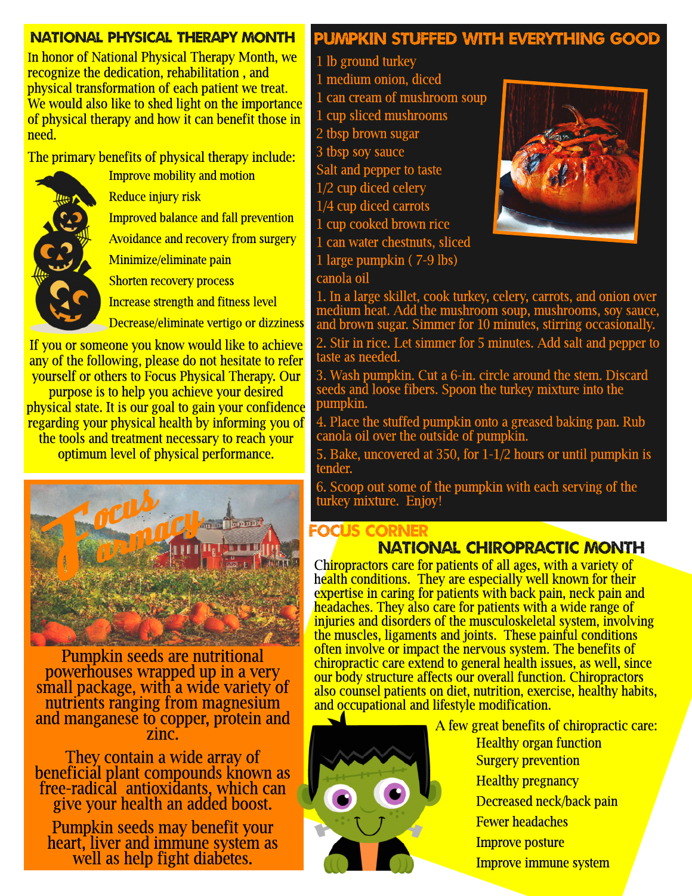## NATIONAL PHYSICAL THERAPY MONTH

In honor of National Physical Therapy Month, we recognize the dedication, rehabilitation , and physical transformation of each patient we treat. We would also like to shed light on the importance of physical therapy and how it can benefit those in need.

The primary benefits of physical therapy include:

- Improve mobility and motion
- Reduce injury risk
- Improved balance and fall prevention
- Avoidance and recovery from surgery
- Minimize/eliminate pain
- Shorten recovery process
- Increase strength and fitness level
- Decrease/eliminate vertigo or dizziness

If you or someone you know would like to achieve any of the following, please do not hesitate to refer yourself or others to Focus Physical Therapy. Our purpose is to help you achieve your desired physical state. It is our goal to gain your confidence regarding your physical health by informing you of the tools and treatment necessary to reach your optimum level of physical performance.

## Focus Farmacy

Pumpkin seeds are nutritional powerhouses wrapped up in a very small package, with a wide variety of nutrients ranging from magnesium and manganese to copper, protein and zinc.

They contain a wide array of beneficial plant compounds known as free-radical antioxidants, which can give your health an added boost.

Pumpkin seeds may benefit your heart, liver and immune system as well as help fight diabetes.

## PUMPKIN STUFFED WITH EVERYTHING GOOD

- 1 lb ground turkey
- 1 medium onion, diced
- 1 can cream of mushroom soup
- 1 cup sliced mushrooms
- 2 tbsp brown sugar
- 3 tbsp soy sauce
- Salt and pepper to taste
- 1/2 cup diced celery
- 1/4 cup diced carrots
- 1 cup cooked brown rice
- 1 can water chestnuts, sliced
- 1 large pumpkin ( 7-9 lbs)
- canola oil

1. In a large skillet, cook turkey, celery, carrots, and onion over medium heat. Add the mushroom soup, mushrooms, soy sauce, and brown sugar. Simmer for 10 minutes, stirring occasionally.
2. Stir in rice. Let simmer for 5 minutes. Add salt and pepper to taste as needed.
3. Wash pumpkin. Cut a 6-in. circle around the stem. Discard seeds and loose fibers. Spoon the turkey mixture into the pumpkin.
4. Place the stuffed pumpkin onto a greased baking pan. Rub canola oil over the outside of pumpkin.
5. Bake, uncovered at 350, for 1-1/2 hours or until pumpkin is tender.
6. Scoop out some of the pumpkin with each serving of the turkey mixture. Enjoy!

## FOCUS CORNER

### NATIONAL CHIROPRACTIC MONTH

Chiropractors care for patients of all ages, with a variety of health conditions. They are especially well known for their expertise in caring for patients with back pain, neck pain and headaches. They also care for patients with a wide range of injuries and disorders of the musculoskeletal system, involving the muscles, ligaments and joints. These painful conditions often involve or impact the nervous system. The benefits of chiropractic care extend to general health issues, as well, since our body structure affects our overall function. Chiropractors also counsel patients on diet, nutrition, exercise, healthy habits, and occupational and lifestyle modification.

A few great benefits of chiropractic care:

- Healthy organ function
- Surgery prevention
- Healthy pregnancy
- Decreased neck/back pain
- Fewer headaches
- Improve posture
- Improve immune system